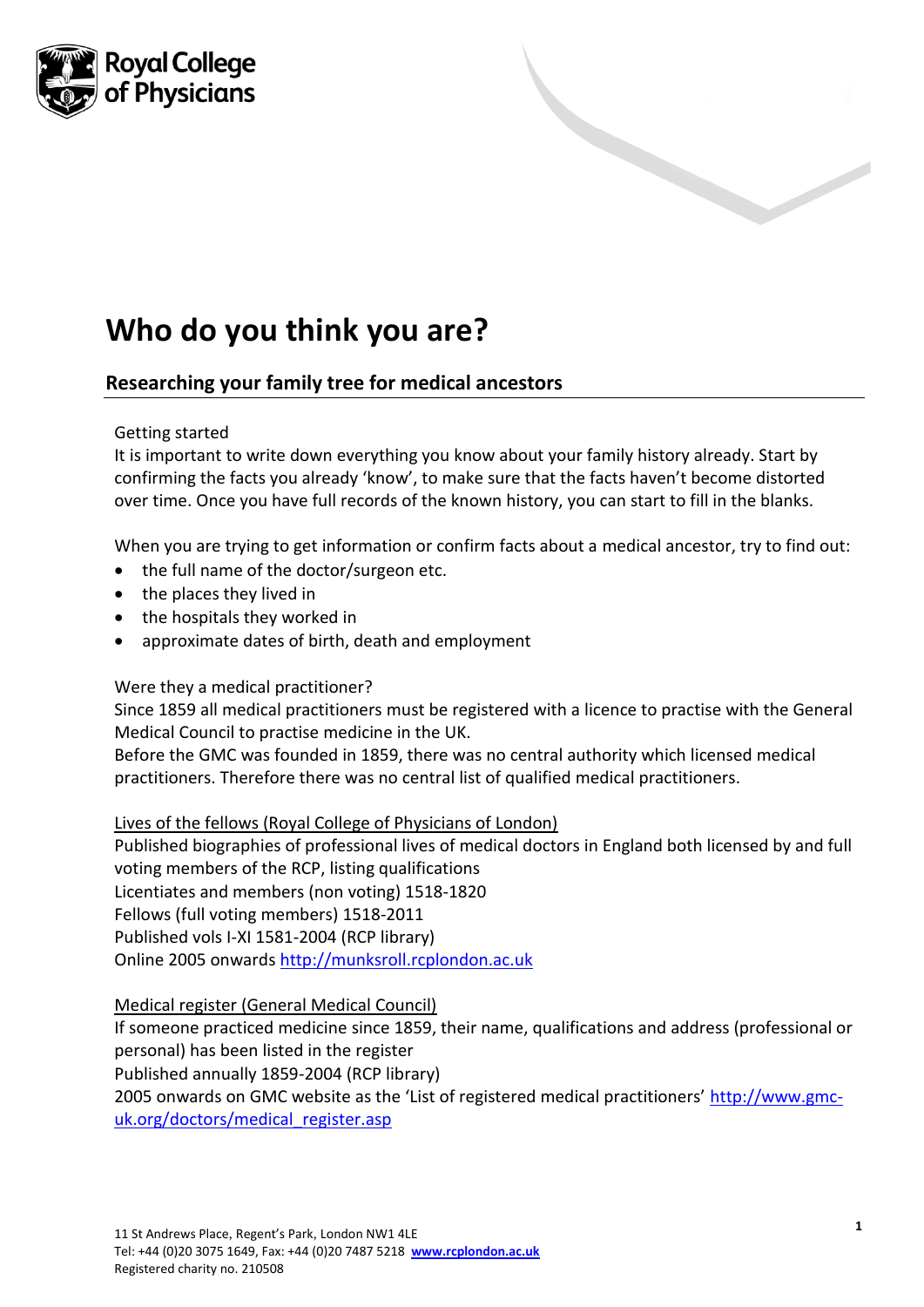Royal College of Physicians

# Who do you think you are?

## Researching your family tree for medical ancestors

Getting started

It is important to write down everything you know about your family history already. Start by confirming the facts you already 'know', to make sure that the facts haven't become distorted over time. Once you have full records of the known history, you can start to fill in the blanks.

When you are trying to get information or confirm facts about a medical ancestor, try to find out:

- the full name of the doctor/surgeon etc.
- the places they lived in
- the hospitals they worked in
- approximate dates of birth, death and employment

Were they a medical practitioner?

Since 1859 all medical practitioners must be registered with a licence to practise with the General Medical Council to practise medicine in the UK.

Before the GMC was founded in 1859, there was no central authority which licensed medical practitioners. Therefore there was no central list of qualified medical practitioners.

Lives of the fellows (Royal College of Physicians of London)

Published biographies of professional lives of medical doctors in England both licensed by and full voting members of the RCP, listing qualifications

Licentiates and members (non voting) 1518-1820

Fellows (full voting members) 1518-2011

Published vols I-XI 1581-2004 (RCP library)

Online 2005 onwards http://munksroll.rcplondon.ac.uk

Medical register (General Medical Council)

If someone practiced medicine since 1859, their name, qualifications and address (professional or personal) has been listed in the register

Published annually 1859-2004 (RCP library)

2005 onwards on GMC website as the 'List of registered medical practitioners' http://www.gmc-uk.org/doctors/medical_register.asp

11 St Andrews Place, Regent's Park, London NW1 4LE
Tel: +44 (0)20 3075 1649, Fax: +44 (0)20 7487 5218 **www.rcplondon.ac.uk**
Registered charity no. 210508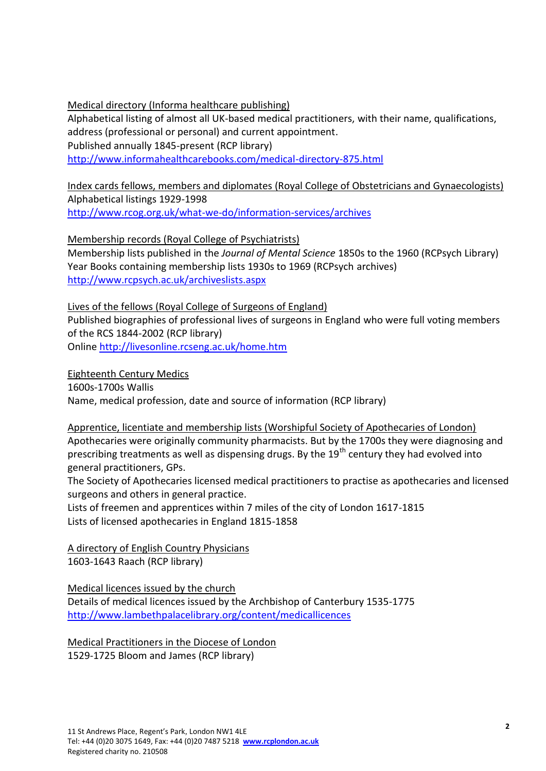Medical directory (Informa healthcare publishing)
Alphabetical listing of almost all UK-based medical practitioners, with their name, qualifications, address (professional or personal) and current appointment.
Published annually 1845-present (RCP library)
http://www.informahealthcarebooks.com/medical-directory-875.html

Index cards fellows, members and diplomates (Royal College of Obstetricians and Gynaecologists)
Alphabetical listings 1929-1998
http://www.rcog.org.uk/what-we-do/information-services/archives

Membership records (Royal College of Psychiatrists)
Membership lists published in the *Journal of Mental Science* 1850s to the 1960 (RCPsych Library)
Year Books containing membership lists 1930s to 1969 (RCPsych archives)
http://www.rcpsych.ac.uk/archiveslists.aspx

Lives of the fellows (Royal College of Surgeons of England)
Published biographies of professional lives of surgeons in England who were full voting members of the RCS 1844-2002 (RCP library)
Online http://livesonline.rcseng.ac.uk/home.htm

Eighteenth Century Medics
1600s-1700s Wallis
Name, medical profession, date and source of information (RCP library)

Apprentice, licentiate and membership lists (Worshipful Society of Apothecaries of London)
Apothecaries were originally community pharmacists. But by the 1700s they were diagnosing and prescribing treatments as well as dispensing drugs. By the 19th century they had evolved into general practitioners, GPs.
The Society of Apothecaries licensed medical practitioners to practise as apothecaries and licensed surgeons and others in general practice.
Lists of freemen and apprentices within 7 miles of the city of London 1617-1815
Lists of licensed apothecaries in England 1815-1858

A directory of English Country Physicians
1603-1643 Raach (RCP library)

Medical licences issued by the church
Details of medical licences issued by the Archbishop of Canterbury 1535-1775
http://www.lambethpalacelibrary.org/content/medicallicences

Medical Practitioners in the Diocese of London
1529-1725 Bloom and James (RCP library)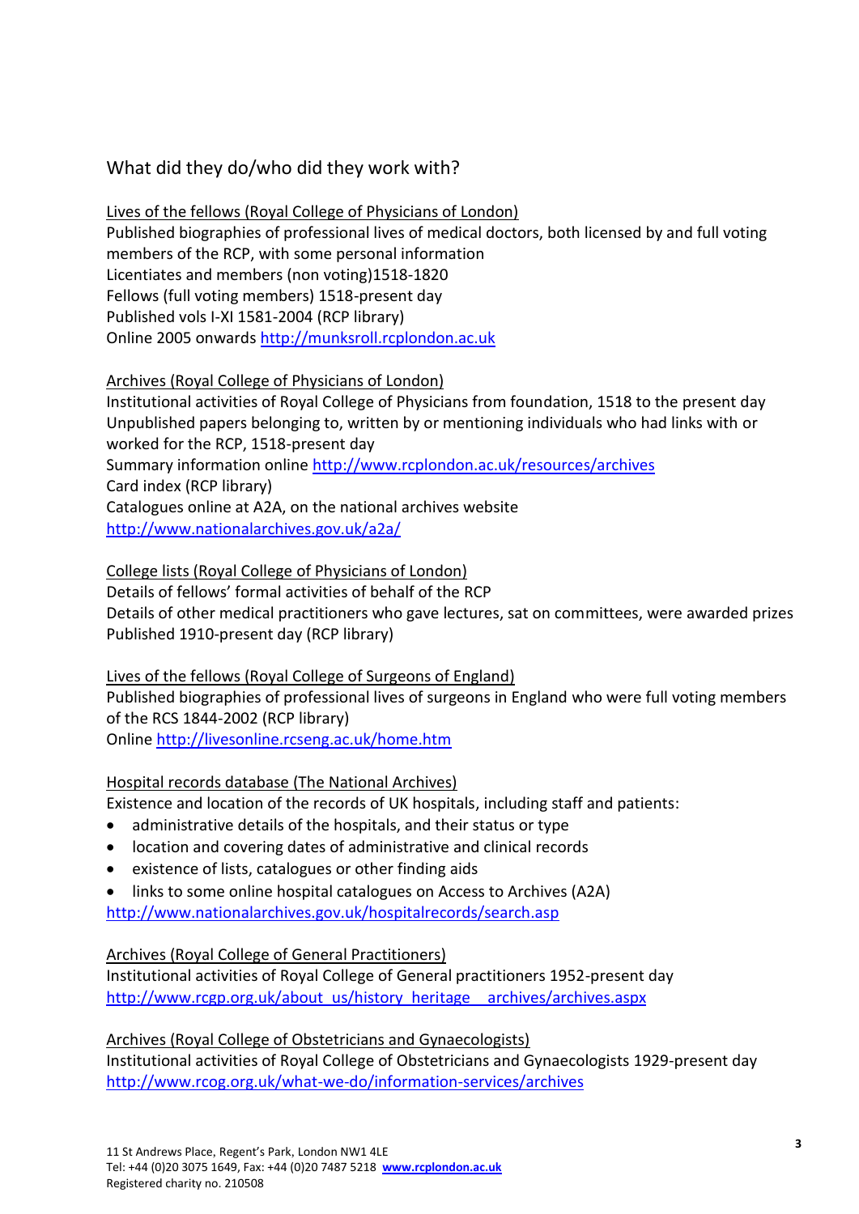## What did they do/who did they work with?

Lives of the fellows (Royal College of Physicians of London)
Published biographies of professional lives of medical doctors, both licensed by and full voting members of the RCP, with some personal information
Licentiates and members (non voting)1518-1820
Fellows (full voting members) 1518-present day
Published vols I-XI 1581-2004 (RCP library)
Online 2005 onwards http://munksroll.rcplondon.ac.uk

Archives (Royal College of Physicians of London)
Institutional activities of Royal College of Physicians from foundation, 1518 to the present day
Unpublished papers belonging to, written by or mentioning individuals who had links with or worked for the RCP, 1518-present day
Summary information online http://www.rcplondon.ac.uk/resources/archives
Card index (RCP library)
Catalogues online at A2A, on the national archives website
http://www.nationalarchives.gov.uk/a2a/

College lists (Royal College of Physicians of London)
Details of fellows' formal activities of behalf of the RCP
Details of other medical practitioners who gave lectures, sat on committees, were awarded prizes
Published 1910-present day (RCP library)

Lives of the fellows (Royal College of Surgeons of England)
Published biographies of professional lives of surgeons in England who were full voting members of the RCS 1844-2002 (RCP library)
Online http://livesonline.rcseng.ac.uk/home.htm

Hospital records database (The National Archives)
Existence and location of the records of UK hospitals, including staff and patients:

- administrative details of the hospitals, and their status or type
- location and covering dates of administrative and clinical records
- existence of lists, catalogues or other finding aids
- links to some online hospital catalogues on Access to Archives (A2A)

http://www.nationalarchives.gov.uk/hospitalrecords/search.asp

Archives (Royal College of General Practitioners)
Institutional activities of Royal College of General practitioners 1952-present day
http://www.rcgp.org.uk/about_us/history_heritage__archives/archives.aspx

Archives (Royal College of Obstetricians and Gynaecologists)
Institutional activities of Royal College of Obstetricians and Gynaecologists 1929-present day
http://www.rcog.org.uk/what-we-do/information-services/archives

11 St Andrews Place, Regent's Park, London NW1 4LE
Tel: +44 (0)20 3075 1649, Fax: +44 (0)20 7487 5218 **www.rcplondon.ac.uk**
Registered charity no. 210508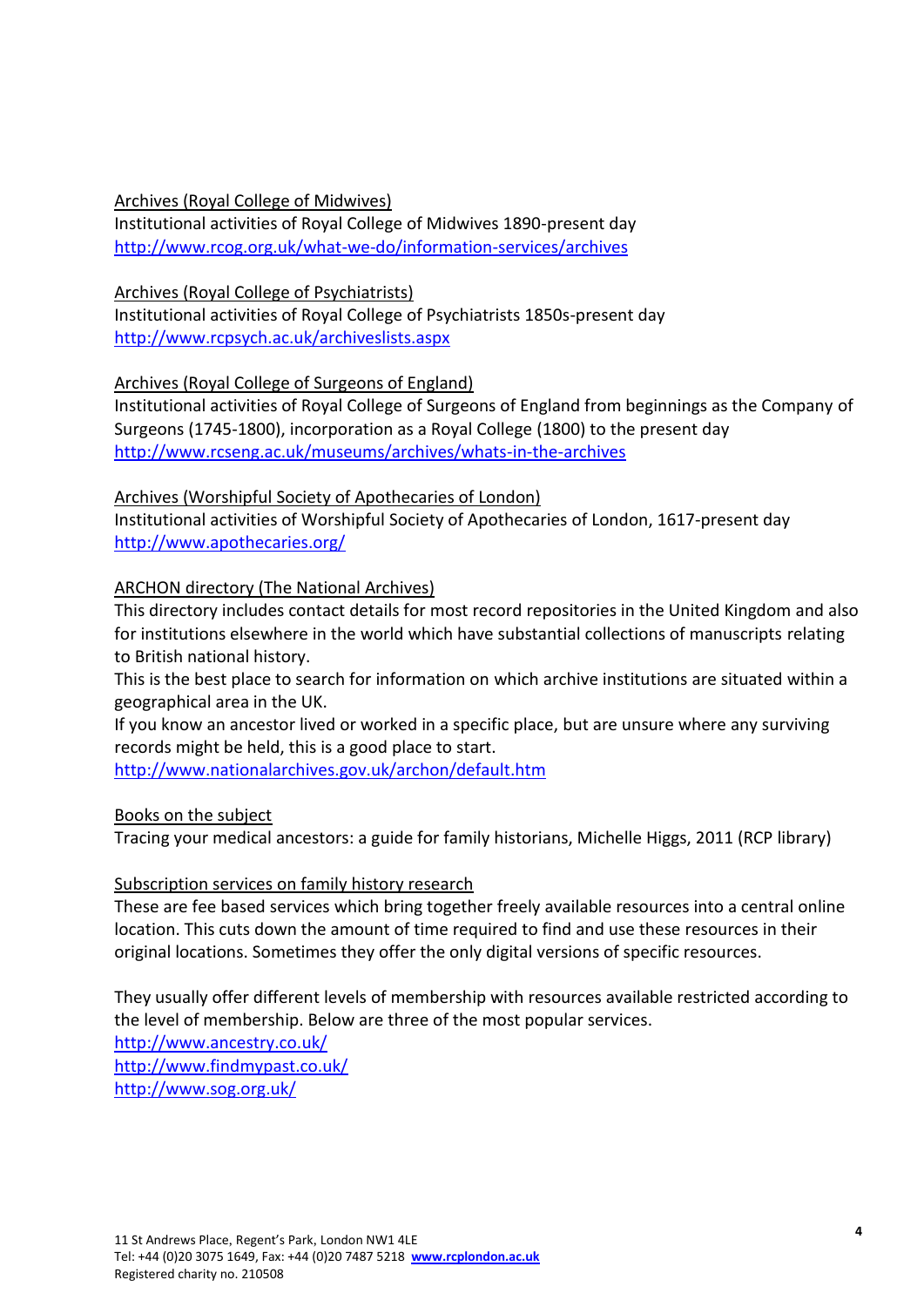Archives (Royal College of Midwives)
Institutional activities of Royal College of Midwives 1890-present day
http://www.rcog.org.uk/what-we-do/information-services/archives

Archives (Royal College of Psychiatrists)
Institutional activities of Royal College of Psychiatrists 1850s-present day
http://www.rcpsych.ac.uk/archiveslists.aspx

Archives (Royal College of Surgeons of England)
Institutional activities of Royal College of Surgeons of England from beginnings as the Company of Surgeons (1745-1800), incorporation as a Royal College (1800) to the present day
http://www.rcseng.ac.uk/museums/archives/whats-in-the-archives

Archives (Worshipful Society of Apothecaries of London)
Institutional activities of Worshipful Society of Apothecaries of London, 1617-present day
http://www.apothecaries.org/

ARCHON directory (The National Archives)
This directory includes contact details for most record repositories in the United Kingdom and also for institutions elsewhere in the world which have substantial collections of manuscripts relating to British national history.
This is the best place to search for information on which archive institutions are situated within a geographical area in the UK.
If you know an ancestor lived or worked in a specific place, but are unsure where any surviving records might be held, this is a good place to start.
http://www.nationalarchives.gov.uk/archon/default.htm

Books on the subject
Tracing your medical ancestors: a guide for family historians, Michelle Higgs, 2011 (RCP library)

Subscription services on family history research
These are fee based services which bring together freely available resources into a central online location. This cuts down the amount of time required to find and use these resources in their original locations. Sometimes they offer the only digital versions of specific resources.

They usually offer different levels of membership with resources available restricted according to the level of membership. Below are three of the most popular services.
http://www.ancestry.co.uk/
http://www.findmypast.co.uk/
http://www.sog.org.uk/